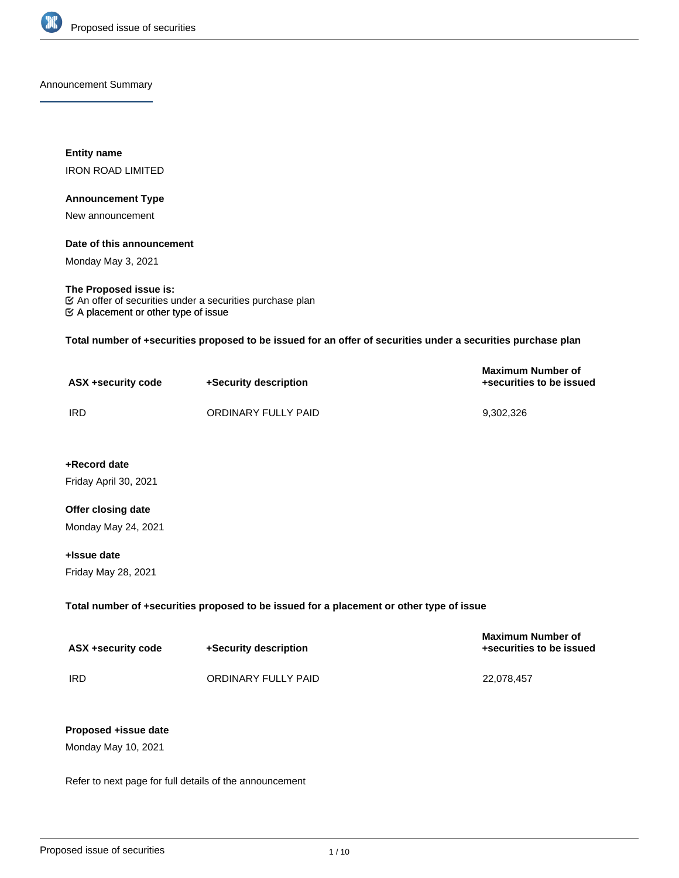## Announcement Summary

**Entity name**

IRON ROAD LIMITED

**Announcement Type**

New announcement

**Date of this announcement**

Monday May 3, 2021

**The Proposed issue is:**

- ☑ An offer of securities under a securities purchase plan
- ☑ A placement or other type of issue

**Total number of +securities proposed to be issued for an offer of securities under a securities purchase plan**

| ASX +security code | +Security description | Maximum Number of +securities to be issued |
| --- | --- | --- |
| IRD | ORDINARY FULLY PAID | 9,302,326 |

**+Record date**

Friday April 30, 2021

**Offer closing date**

Monday May 24, 2021

**+Issue date**

Friday May 28, 2021

**Total number of +securities proposed to be issued for a placement or other type of issue**

| ASX +security code | +Security description | Maximum Number of +securities to be issued |
| --- | --- | --- |
| IRD | ORDINARY FULLY PAID | 22,078,457 |

**Proposed +issue date**

Monday May 10, 2021

Refer to next page for full details of the announcement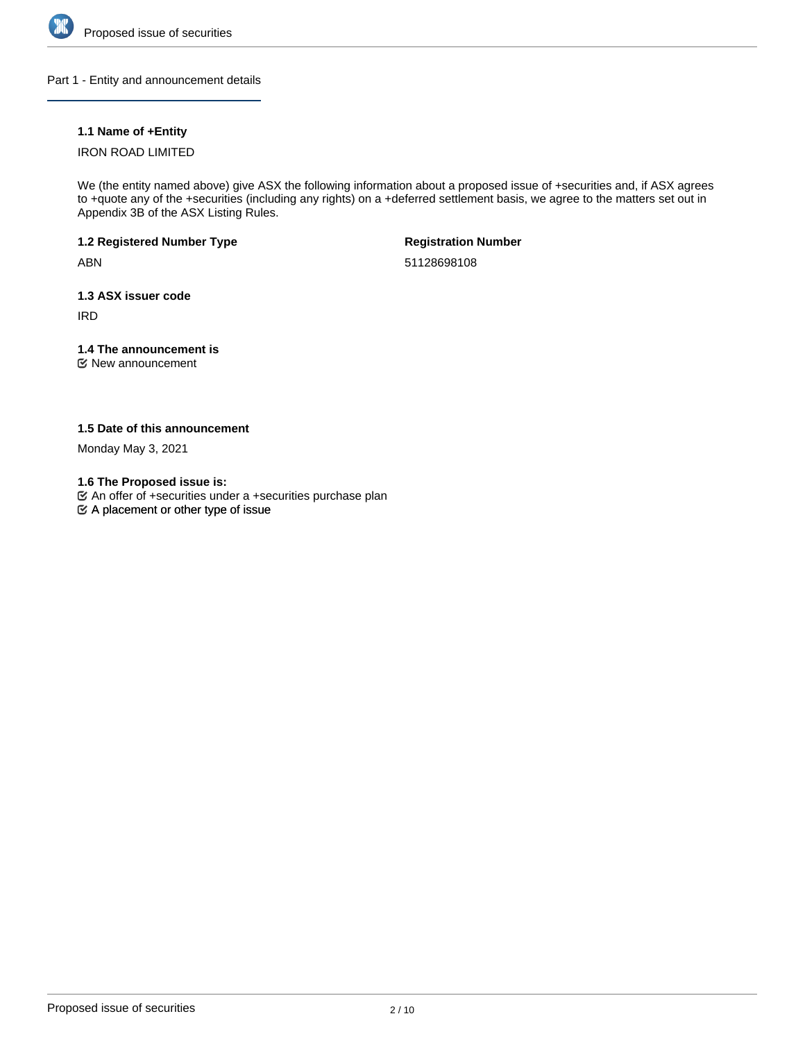## Part 1 - Entity and announcement details

**1.1 Name of +Entity**

IRON ROAD LIMITED

We (the entity named above) give ASX the following information about a proposed issue of +securities and, if ASX agrees to +quote any of the +securities (including any rights) on a +deferred settlement basis, we agree to the matters set out in Appendix 3B of the ASX Listing Rules.

**1.2 Registered Number Type**

ABN

**Registration Number**

51128698108

**1.3 ASX issuer code**

IRD

**1.4 The announcement is**

☑ New announcement

**1.5 Date of this announcement**

Monday May 3, 2021

**1.6 The Proposed issue is:**

☑ An offer of +securities under a +securities purchase plan

☑ A placement or other type of issue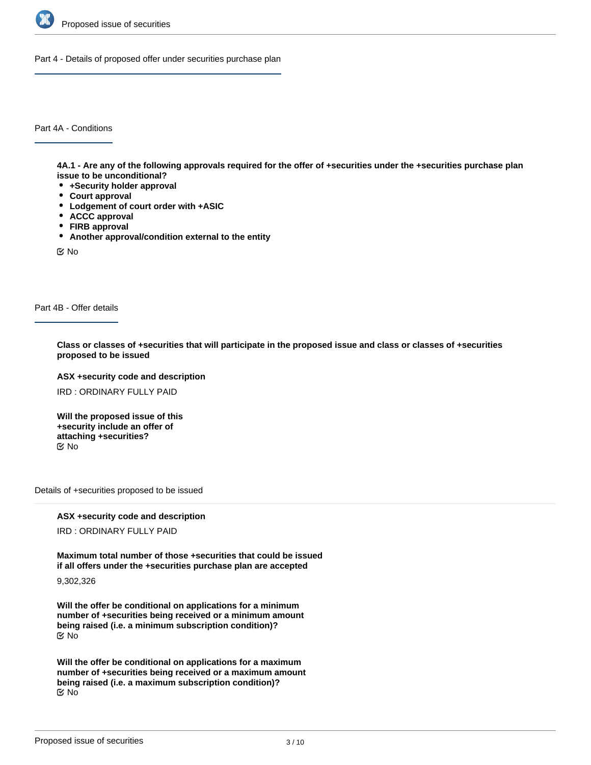## Part 4 - Details of proposed offer under securities purchase plan

### Part 4A - Conditions

**4A.1 - Are any of the following approvals required for the offer of +securities under the +securities purchase plan issue to be unconditional?**

- **+Security holder approval**
- **Court approval**
- **Lodgement of court order with +ASIC**
- **ACCC approval**
- **FIRB approval**
- **Another approval/condition external to the entity**

No

### Part 4B - Offer details

**Class or classes of +securities that will participate in the proposed issue and class or classes of +securities proposed to be issued**

**ASX +security code and description**

IRD : ORDINARY FULLY PAID

**Will the proposed issue of this +security include an offer of attaching +securities?**

No

#### Details of +securities proposed to be issued

**ASX +security code and description**

IRD : ORDINARY FULLY PAID

**Maximum total number of those +securities that could be issued if all offers under the +securities purchase plan are accepted**

9,302,326

**Will the offer be conditional on applications for a minimum number of +securities being received or a minimum amount being raised (i.e. a minimum subscription condition)?**

No

**Will the offer be conditional on applications for a maximum number of +securities being received or a maximum amount being raised (i.e. a maximum subscription condition)?**

No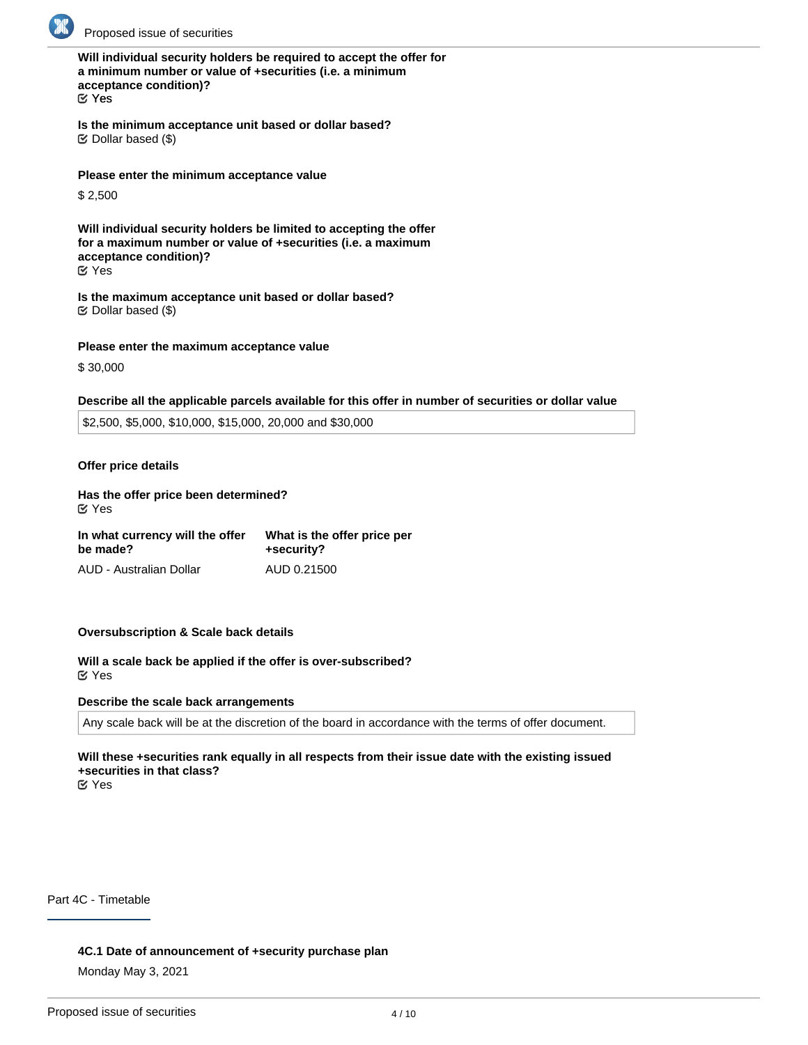**Will individual security holders be required to accept the offer for a minimum number or value of +securities (i.e. a minimum acceptance condition)?**
☑ Yes

**Is the minimum acceptance unit based or dollar based?**
☑ Dollar based ($)

**Please enter the minimum acceptance value**

$ 2,500

**Will individual security holders be limited to accepting the offer for a maximum number or value of +securities (i.e. a maximum acceptance condition)?**
☑ Yes

**Is the maximum acceptance unit based or dollar based?**
☑ Dollar based ($)

**Please enter the maximum acceptance value**

$ 30,000

**Describe all the applicable parcels available for this offer in number of securities or dollar value**

$2,500, $5,000, $10,000, $15,000, 20,000 and $30,000

**Offer price details**

**Has the offer price been determined?**
☑ Yes

| In what currency will the offer be made? | What is the offer price per +security? |
|---|---|
| AUD - Australian Dollar | AUD 0.21500 |

**Oversubscription & Scale back details**

**Will a scale back be applied if the offer is over-subscribed?**
☑ Yes

**Describe the scale back arrangements**

Any scale back will be at the discretion of the board in accordance with the terms of offer document.

**Will these +securities rank equally in all respects from their issue date with the existing issued +securities in that class?**
☑ Yes

## Part 4C - Timetable

**4C.1 Date of announcement of +security purchase plan**

Monday May 3, 2021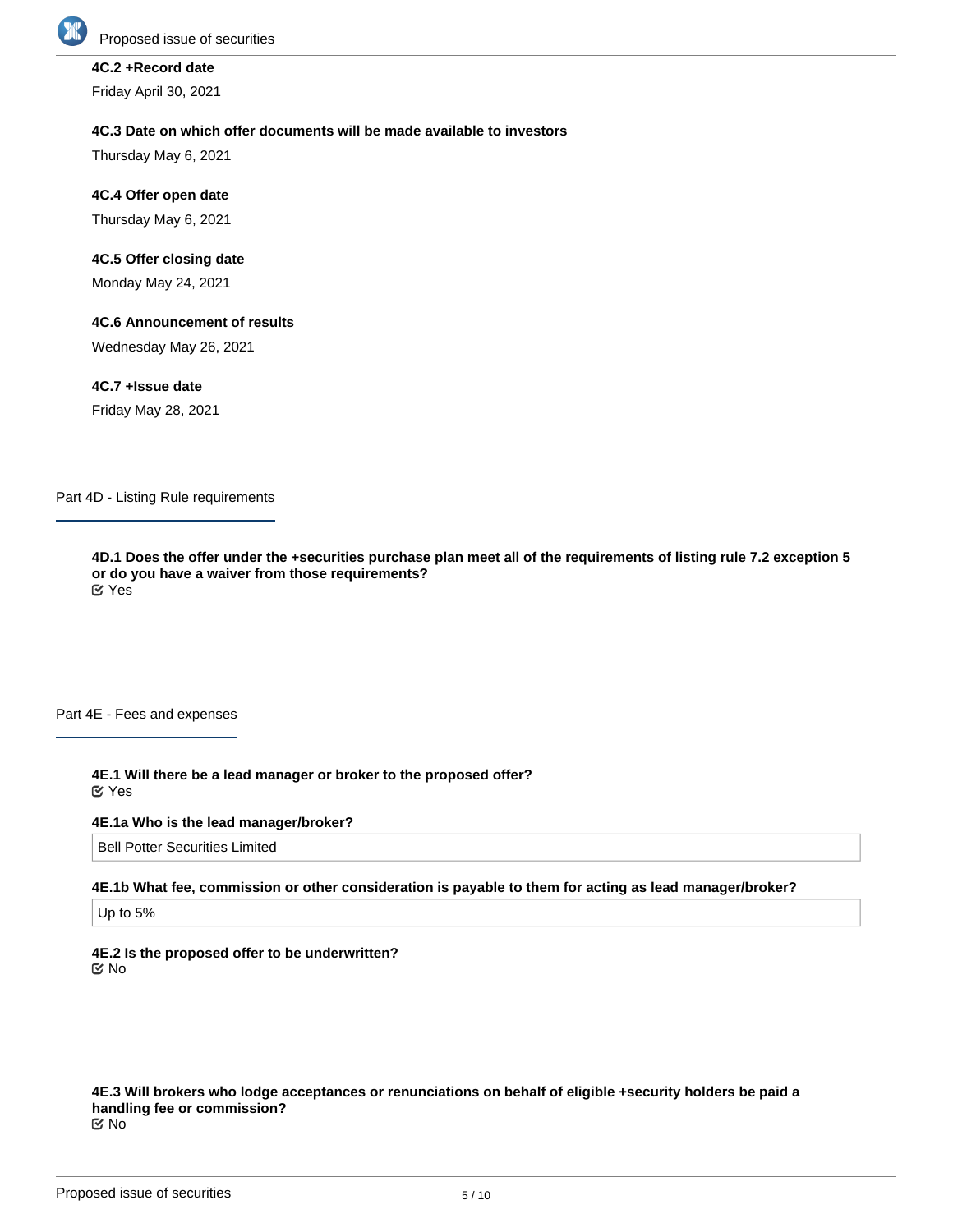**4C.2 +Record date**

Friday April 30, 2021

**4C.3 Date on which offer documents will be made available to investors**

Thursday May 6, 2021

**4C.4 Offer open date**

Thursday May 6, 2021

**4C.5 Offer closing date**

Monday May 24, 2021

**4C.6 Announcement of results**

Wednesday May 26, 2021

**4C.7 +Issue date**

Friday May 28, 2021

## Part 4D - Listing Rule requirements

**4D.1 Does the offer under the +securities purchase plan meet all of the requirements of listing rule 7.2 exception 5 or do you have a waiver from those requirements?**

☑ Yes

## Part 4E - Fees and expenses

**4E.1 Will there be a lead manager or broker to the proposed offer?**

☑ Yes

**4E.1a Who is the lead manager/broker?**

Bell Potter Securities Limited

**4E.1b What fee, commission or other consideration is payable to them for acting as lead manager/broker?**

Up to 5%

**4E.2 Is the proposed offer to be underwritten?**

☑ No

**4E.3 Will brokers who lodge acceptances or renunciations on behalf of eligible +security holders be paid a handling fee or commission?**

☑ No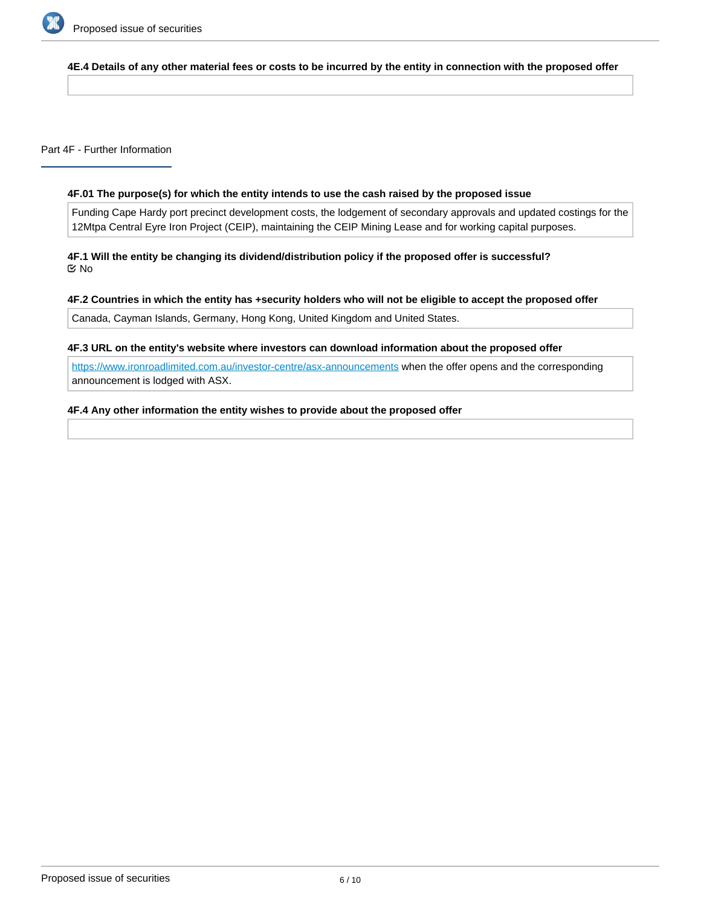**4E.4 Details of any other material fees or costs to be incurred by the entity in connection with the proposed offer**

## Part 4F - Further Information

**4F.01 The purpose(s) for which the entity intends to use the cash raised by the proposed issue**

Funding Cape Hardy port precinct development costs, the lodgement of secondary approvals and updated costings for the 12Mtpa Central Eyre Iron Project (CEIP), maintaining the CEIP Mining Lease and for working capital purposes.

**4F.1 Will the entity be changing its dividend/distribution policy if the proposed offer is successful?**

☑ No

**4F.2 Countries in which the entity has +security holders who will not be eligible to accept the proposed offer**

Canada, Cayman Islands, Germany, Hong Kong, United Kingdom and United States.

**4F.3 URL on the entity's website where investors can download information about the proposed offer**

https://www.ironroadlimited.com.au/investor-centre/asx-announcements when the offer opens and the corresponding announcement is lodged with ASX.

**4F.4 Any other information the entity wishes to provide about the proposed offer**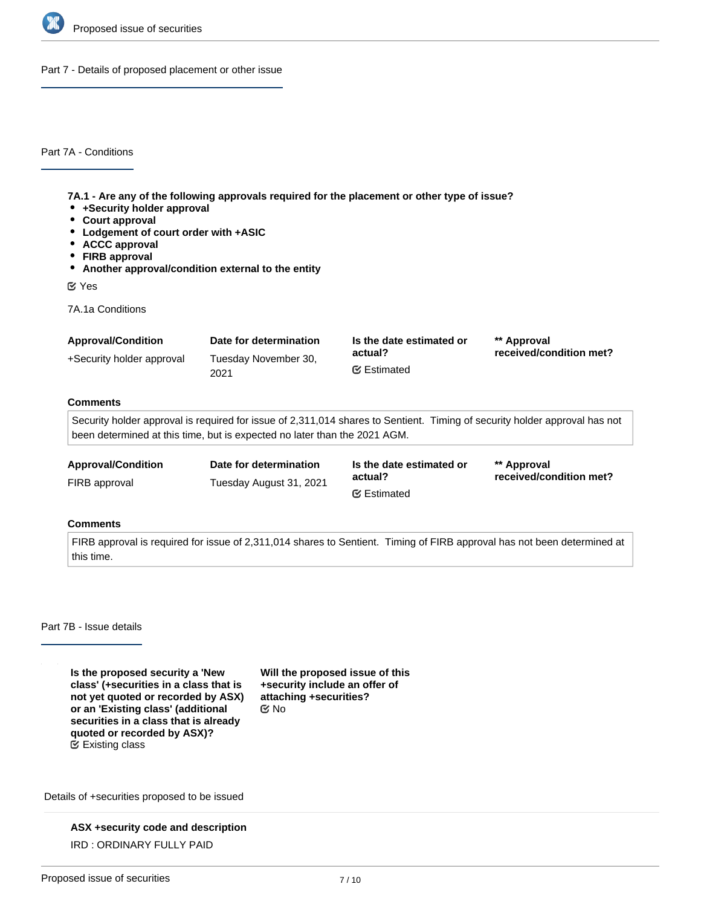## Part 7 - Details of proposed placement or other issue

### Part 7A - Conditions

**7A.1 - Are any of the following approvals required for the placement or other type of issue?**

- **+Security holder approval**
- **Court approval**
- **Lodgement of court order with +ASIC**
- **ACCC approval**
- **FIRB approval**
- **Another approval/condition external to the entity**

☑ Yes

7A.1a Conditions

| Approval/Condition | Date for determination | Is the date estimated or actual? | ** Approval received/condition met? |
|---|---|---|---|
| +Security holder approval | Tuesday November 30, 2021 | ☑ Estimated | |

**Comments**

Security holder approval is required for issue of 2,311,014 shares to Sentient. Timing of security holder approval has not been determined at this time, but is expected no later than the 2021 AGM.

| Approval/Condition | Date for determination | Is the date estimated or actual? | ** Approval received/condition met? |
|---|---|---|---|
| FIRB approval | Tuesday August 31, 2021 | ☑ Estimated | |

**Comments**

FIRB approval is required for issue of 2,311,014 shares to Sentient. Timing of FIRB approval has not been determined at this time.

### Part 7B - Issue details

**Is the proposed security a 'New class' (+securities in a class that is not yet quoted or recorded by ASX) or an 'Existing class' (additional securities in a class that is already quoted or recorded by ASX)?**
☑ Existing class

**Will the proposed issue of this +security include an offer of attaching +securities?**
☑ No

Details of +securities proposed to be issued

**ASX +security code and description**

IRD : ORDINARY FULLY PAID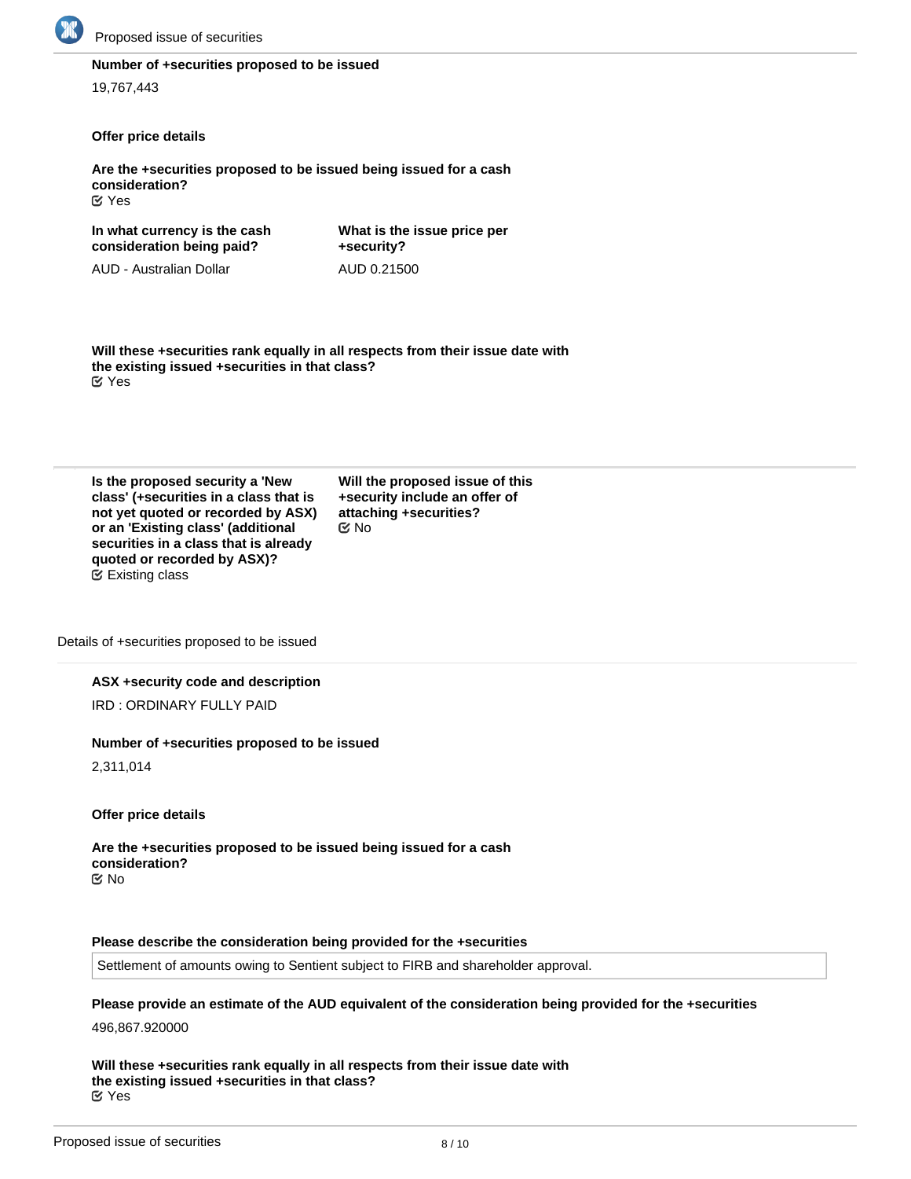**Number of +securities proposed to be issued**

19,767,443

**Offer price details**

**Are the +securities proposed to be issued being issued for a cash consideration?**

☑ Yes

| In what currency is the cash consideration being paid? | What is the issue price per +security? |
| --- | --- |
| AUD - Australian Dollar | AUD 0.21500 |

**Will these +securities rank equally in all respects from their issue date with the existing issued +securities in that class?**

☑ Yes

| Is the proposed security a 'New class' (+securities in a class that is not yet quoted or recorded by ASX) or an 'Existing class' (additional securities in a class that is already quoted or recorded by ASX)? | Will the proposed issue of this +security include an offer of attaching +securities? |
| --- | --- |
| ☑ Existing class | ☑ No |

Details of +securities proposed to be issued

**ASX +security code and description**

IRD : ORDINARY FULLY PAID

**Number of +securities proposed to be issued**

2,311,014

**Offer price details**

**Are the +securities proposed to be issued being issued for a cash consideration?**

☑ No

**Please describe the consideration being provided for the +securities**

Settlement of amounts owing to Sentient subject to FIRB and shareholder approval.

**Please provide an estimate of the AUD equivalent of the consideration being provided for the +securities**

496,867.920000

**Will these +securities rank equally in all respects from their issue date with the existing issued +securities in that class?**

☑ Yes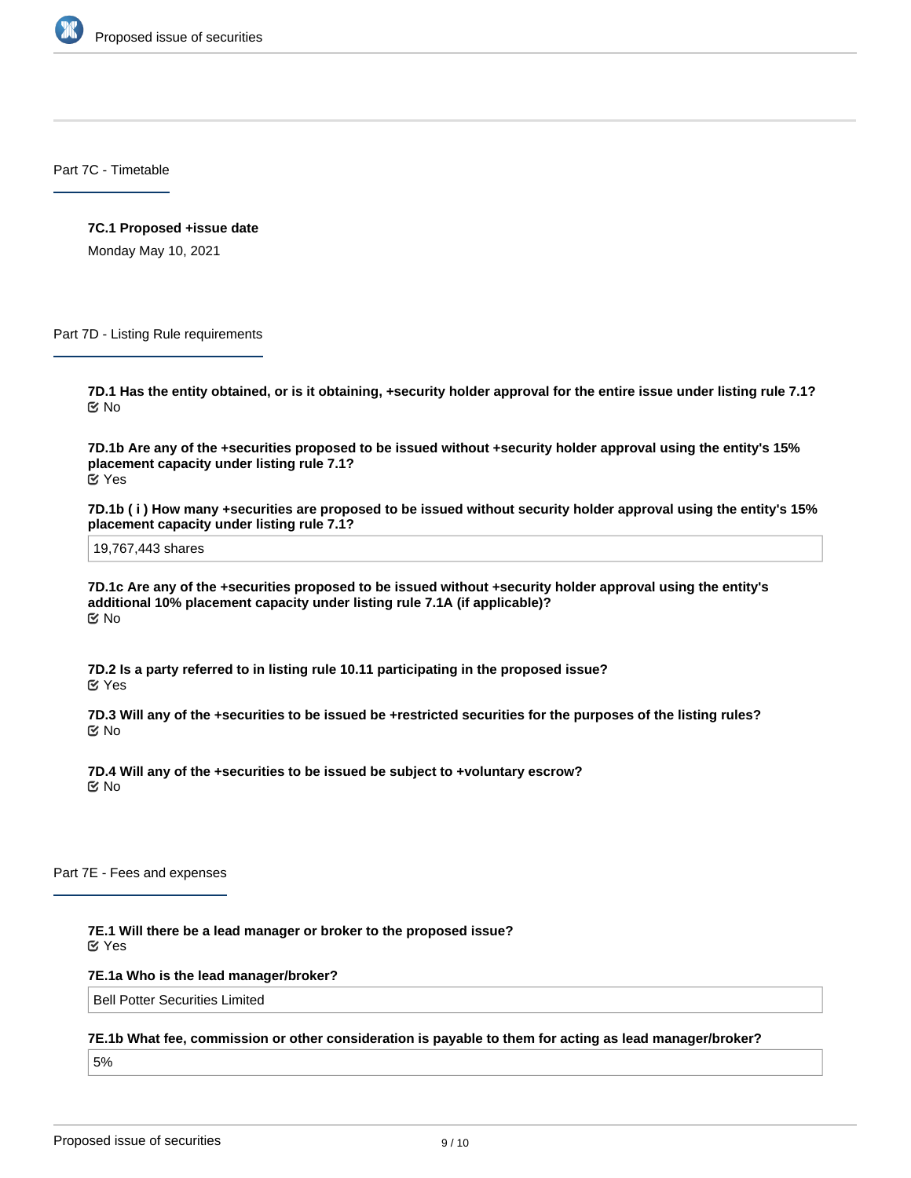## Part 7C - Timetable

**7C.1 Proposed +issue date**

Monday May 10, 2021

## Part 7D - Listing Rule requirements

**7D.1 Has the entity obtained, or is it obtaining, +security holder approval for the entire issue under listing rule 7.1?**

No

**7D.1b Are any of the +securities proposed to be issued without +security holder approval using the entity's 15% placement capacity under listing rule 7.1?**

Yes

**7D.1b ( i ) How many +securities are proposed to be issued without security holder approval using the entity's 15% placement capacity under listing rule 7.1?**

19,767,443 shares

**7D.1c Are any of the +securities proposed to be issued without +security holder approval using the entity's additional 10% placement capacity under listing rule 7.1A (if applicable)?**

No

**7D.2 Is a party referred to in listing rule 10.11 participating in the proposed issue?**

Yes

**7D.3 Will any of the +securities to be issued be +restricted securities for the purposes of the listing rules?**

No

**7D.4 Will any of the +securities to be issued be subject to +voluntary escrow?**

No

## Part 7E - Fees and expenses

**7E.1 Will there be a lead manager or broker to the proposed issue?**

Yes

**7E.1a Who is the lead manager/broker?**

Bell Potter Securities Limited

**7E.1b What fee, commission or other consideration is payable to them for acting as lead manager/broker?**

5%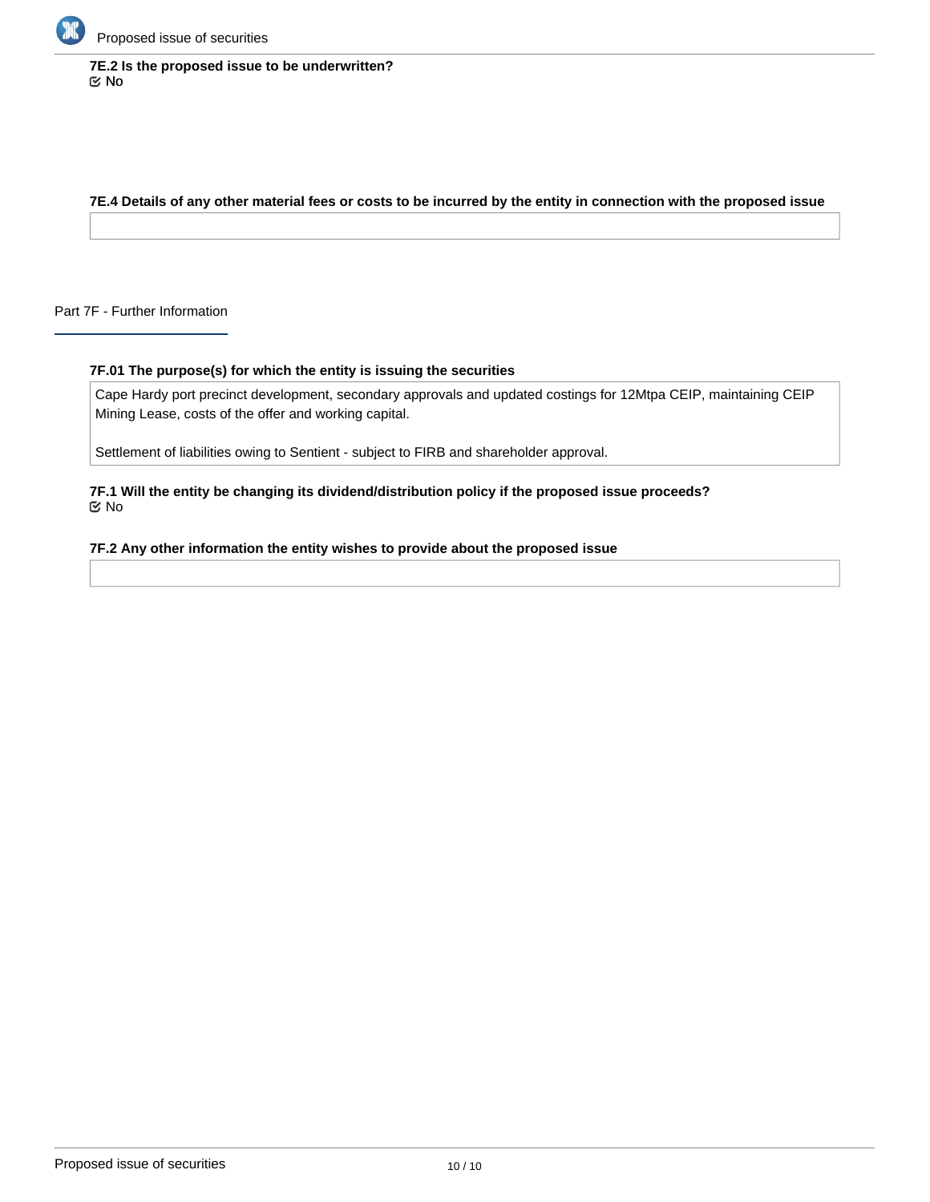**7E.2 Is the proposed issue to be underwritten?**

☑ No

**7E.4 Details of any other material fees or costs to be incurred by the entity in connection with the proposed issue**

## Part 7F - Further Information

**7F.01 The purpose(s) for which the entity is issuing the securities**

Cape Hardy port precinct development, secondary approvals and updated costings for 12Mtpa CEIP, maintaining CEIP Mining Lease, costs of the offer and working capital.

Settlement of liabilities owing to Sentient - subject to FIRB and shareholder approval.

**7F.1 Will the entity be changing its dividend/distribution policy if the proposed issue proceeds?**

☑ No

**7F.2 Any other information the entity wishes to provide about the proposed issue**